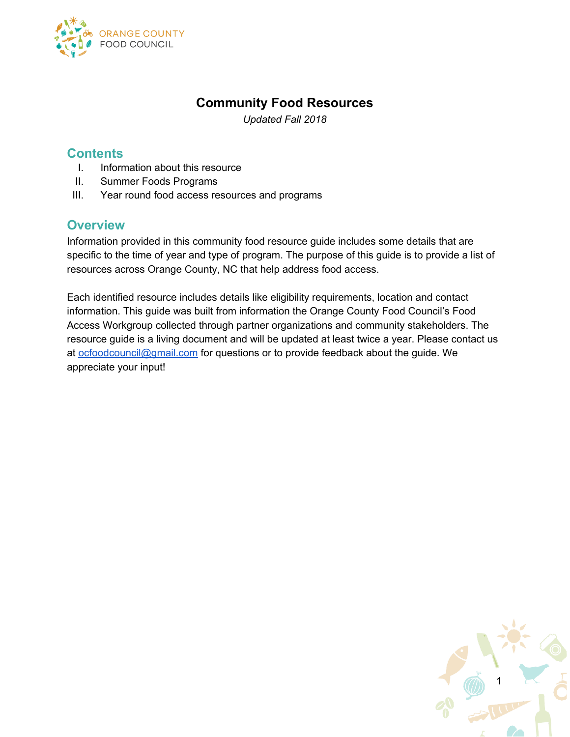ORANGE COUNTY FOOD COUNCIL

# Community Food Resources

*Updated Fall 2018*

## Contents

I. Information about this resource
II. Summer Foods Programs
III. Year round food access resources and programs

## Overview

Information provided in this community food resource guide includes some details that are specific to the time of year and type of program. The purpose of this guide is to provide a list of resources across Orange County, NC that help address food access.

Each identified resource includes details like eligibility requirements, location and contact information. This guide was built from information the Orange County Food Council's Food Access Workgroup collected through partner organizations and community stakeholders. The resource guide is a living document and will be updated at least twice a year. Please contact us at ocfoodcouncil@gmail.com for questions or to provide feedback about the guide. We appreciate your input!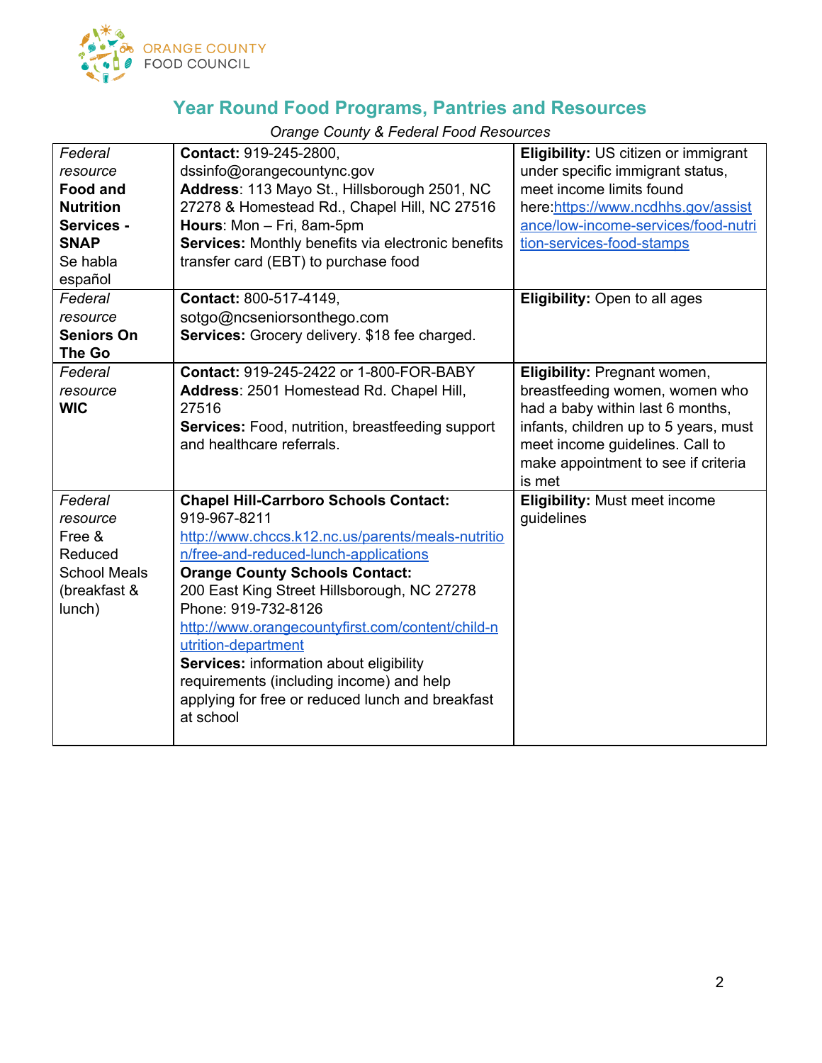ORANGE COUNTY FOOD COUNCIL

## Year Round Food Programs, Pantries and Resources

*Orange County & Federal Food Resources*

| | | |
|---|---|---|
| *Federal resource* **Food and Nutrition Services - SNAP** Se habla español | **Contact:** 919-245-2800, dssinfo@orangecountync.gov **Address**: 113 Mayo St., Hillsborough 2501, NC 27278 & Homestead Rd., Chapel Hill, NC 27516 **Hours**: Mon – Fri, 8am-5pm **Services:** Monthly benefits via electronic benefits transfer card (EBT) to purchase food | **Eligibility:** US citizen or immigrant under specific immigrant status, meet income limits found here:https://www.ncdhhs.gov/assistance/low-income-services/food-nutrition-services-food-stamps |
| *Federal resource* **Seniors On The Go** | **Contact:** 800-517-4149, sotgo@ncseniorsonthego.com **Services:** Grocery delivery. $18 fee charged. | **Eligibility:** Open to all ages |
| *Federal resource* **WIC** | **Contact:** 919-245-2422 or 1-800-FOR-BABY **Address**: 2501 Homestead Rd. Chapel Hill, 27516 **Services:** Food, nutrition, breastfeeding support and healthcare referrals. | **Eligibility:** Pregnant women, breastfeeding women, women who had a baby within last 6 months, infants, children up to 5 years, must meet income guidelines. Call to make appointment to see if criteria is met |
| *Federal resource* Free & Reduced School Meals (breakfast & lunch) | **Chapel Hill-Carrboro Schools Contact:** 919-967-8211 http://www.chccs.k12.nc.us/parents/meals-nutrition/free-and-reduced-lunch-applications **Orange County Schools Contact:** 200 East King Street Hillsborough, NC 27278 Phone: 919-732-8126 http://www.orangecountyfirst.com/content/child-nutrition-department **Services:** information about eligibility requirements (including income) and help applying for free or reduced lunch and breakfast at school | **Eligibility:** Must meet income guidelines |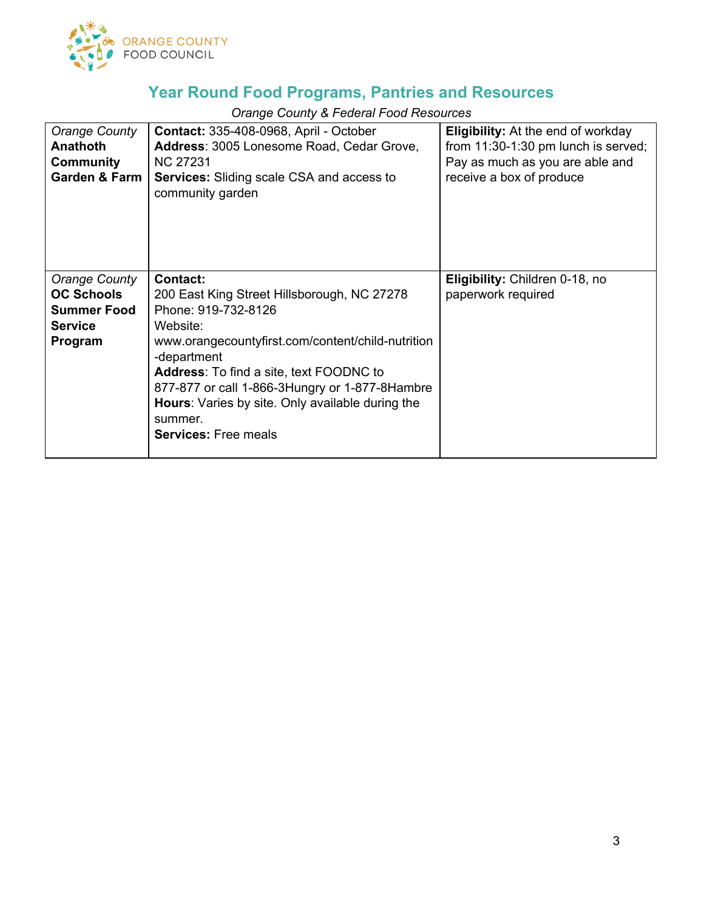ORANGE COUNTY FOOD COUNCIL

## Year Round Food Programs, Pantries and Resources

*Orange County & Federal Food Resources*

| | | |
|---|---|---|
| *Orange County* **Anathoth Community Garden & Farm** | **Contact:** 335-408-0968, April - October<br>**Address**: 3005 Lonesome Road, Cedar Grove, NC 27231<br>**Services:** Sliding scale CSA and access to community garden | **Eligibility:** At the end of workday from 11:30-1:30 pm lunch is served; Pay as much as you are able and receive a box of produce |
| *Orange County* **OC Schools Summer Food Service Program** | **Contact:**<br>200 East King Street Hillsborough, NC 27278<br>Phone: 919-732-8126<br>Website: www.orangecountyfirst.com/content/child-nutrition-department<br>**Address**: To find a site, text FOODNC to 877-877 or call 1-866-3Hungry or 1-877-8Hambre<br>**Hours**: Varies by site. Only available during the summer.<br>**Services:** Free meals | **Eligibility:** Children 0-18, no paperwork required |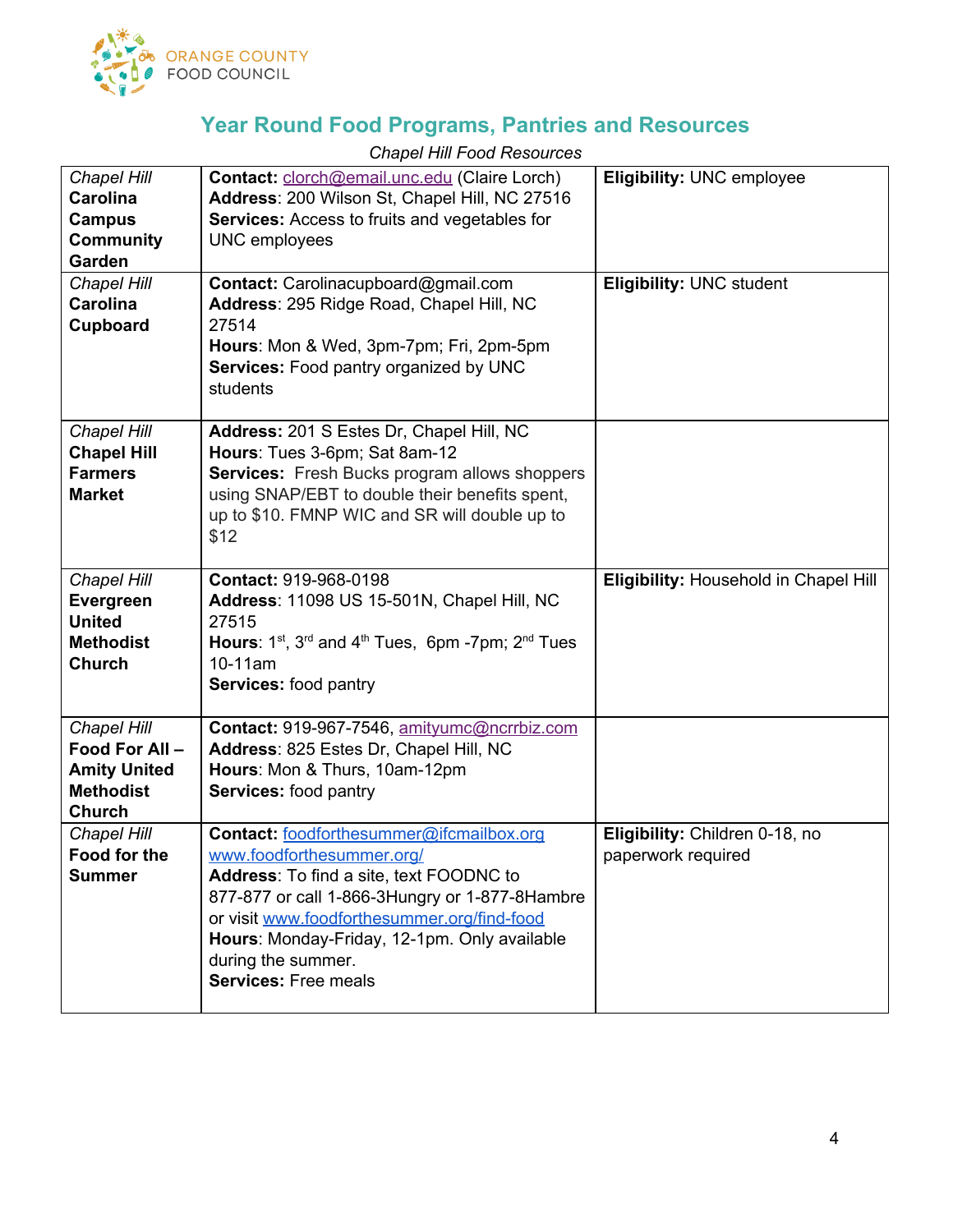ORANGE COUNTY FOOD COUNCIL

## Year Round Food Programs, Pantries and Resources

*Chapel Hill Food Resources*

| | | |
|---|---|---|
| *Chapel Hill* **Carolina Campus Community Garden** | **Contact:** clorch@email.unc.edu (Claire Lorch) **Address**: 200 Wilson St, Chapel Hill, NC 27516 **Services:** Access to fruits and vegetables for UNC employees | **Eligibility:** UNC employee |
| *Chapel Hill* **Carolina Cupboard** | **Contact:** Carolinacupboard@gmail.com **Address**: 295 Ridge Road, Chapel Hill, NC 27514 **Hours**: Mon & Wed, 3pm-7pm; Fri, 2pm-5pm **Services:** Food pantry organized by UNC students | **Eligibility:** UNC student |
| *Chapel Hill* **Chapel Hill Farmers Market** | **Address:** 201 S Estes Dr, Chapel Hill, NC **Hours**: Tues 3-6pm; Sat 8am-12 **Services:** Fresh Bucks program allows shoppers using SNAP/EBT to double their benefits spent, up to $10. FMNP WIC and SR will double up to $12 | |
| *Chapel Hill* **Evergreen United Methodist Church** | **Contact:** 919-968-0198 **Address**: 11098 US 15-501N, Chapel Hill, NC 27515 **Hours**: 1st, 3rd and 4th Tues, 6pm -7pm; 2nd Tues 10-11am **Services:** food pantry | **Eligibility:** Household in Chapel Hill |
| *Chapel Hill* **Food For All – Amity United Methodist Church** | **Contact:** 919-967-7546, amityumc@ncrrbiz.com **Address**: 825 Estes Dr, Chapel Hill, NC **Hours**: Mon & Thurs, 10am-12pm **Services:** food pantry | |
| *Chapel Hill* **Food for the Summer** | **Contact:** foodforthesummer@ifcmailbox.org www.foodforthesummer.org/ **Address**: To find a site, text FOODNC to 877-877 or call 1-866-3Hungry or 1-877-8Hambre or visit www.foodforthesummer.org/find-food **Hours**: Monday-Friday, 12-1pm. Only available during the summer. **Services:** Free meals | **Eligibility:** Children 0-18, no paperwork required |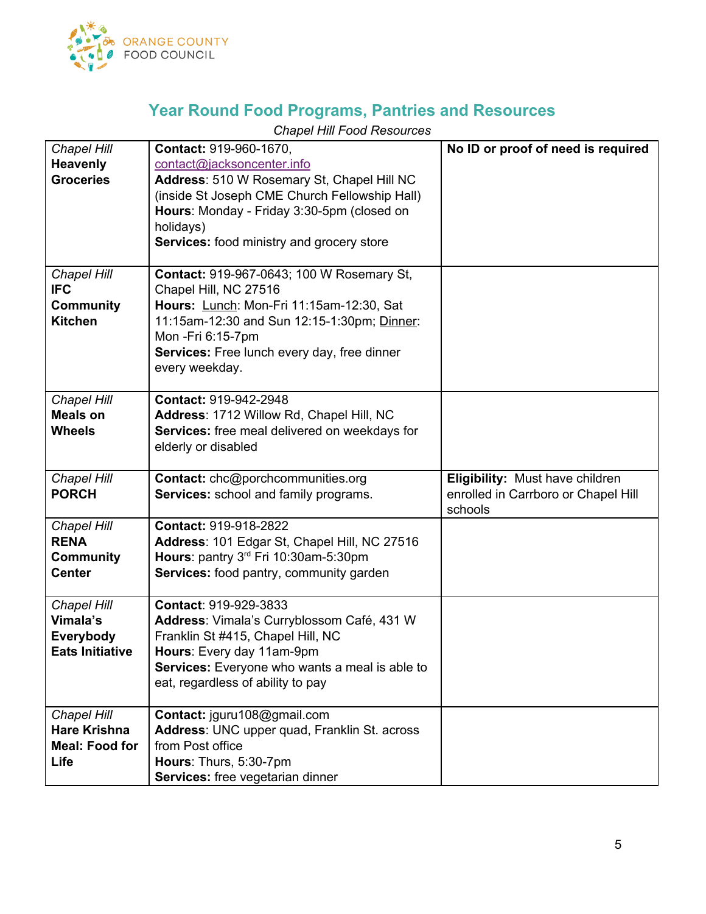ORANGE COUNTY FOOD COUNCIL

## Year Round Food Programs, Pantries and Resources

*Chapel Hill Food Resources*

| | | |
|---|---|---|
| *Chapel Hill* **Heavenly Groceries** | **Contact:** 919-960-1670, contact@jacksoncenter.info<br>**Address**: 510 W Rosemary St, Chapel Hill NC (inside St Joseph CME Church Fellowship Hall)<br>**Hours**: Monday - Friday 3:30-5pm (closed on holidays)<br>**Services:** food ministry and grocery store | **No ID or proof of need is required** |
| *Chapel Hill* **IFC Community Kitchen** | **Contact:** 919-967-0643; 100 W Rosemary St, Chapel Hill, NC 27516<br>**Hours:** Lunch: Mon-Fri 11:15am-12:30, Sat 11:15am-12:30 and Sun 12:15-1:30pm; Dinner: Mon -Fri 6:15-7pm<br>**Services:** Free lunch every day, free dinner every weekday. | |
| *Chapel Hill* **Meals on Wheels** | **Contact:** 919-942-2948<br>**Address**: 1712 Willow Rd, Chapel Hill, NC<br>**Services:** free meal delivered on weekdays for elderly or disabled | |
| *Chapel Hill* **PORCH** | **Contact:** chc@porchcommunities.org<br>**Services:** school and family programs. | **Eligibility:** Must have children enrolled in Carrboro or Chapel Hill schools |
| *Chapel Hill* **RENA Community Center** | **Contact:** 919-918-2822<br>**Address**: 101 Edgar St, Chapel Hill, NC 27516<br>**Hours**: pantry 3rd Fri 10:30am-5:30pm<br>**Services:** food pantry, community garden | |
| *Chapel Hill* **Vimala's Everybody Eats Initiative** | **Contact**: 919-929-3833<br>**Address**: Vimala's Curryblossom Café, 431 W Franklin St #415, Chapel Hill, NC<br>**Hours**: Every day 11am-9pm<br>**Services:** Everyone who wants a meal is able to eat, regardless of ability to pay | |
| *Chapel Hill* **Hare Krishna Meal: Food for Life** | **Contact:** jguru108@gmail.com<br>**Address**: UNC upper quad, Franklin St. across from Post office<br>**Hours**: Thurs, 5:30-7pm<br>**Services:** free vegetarian dinner | |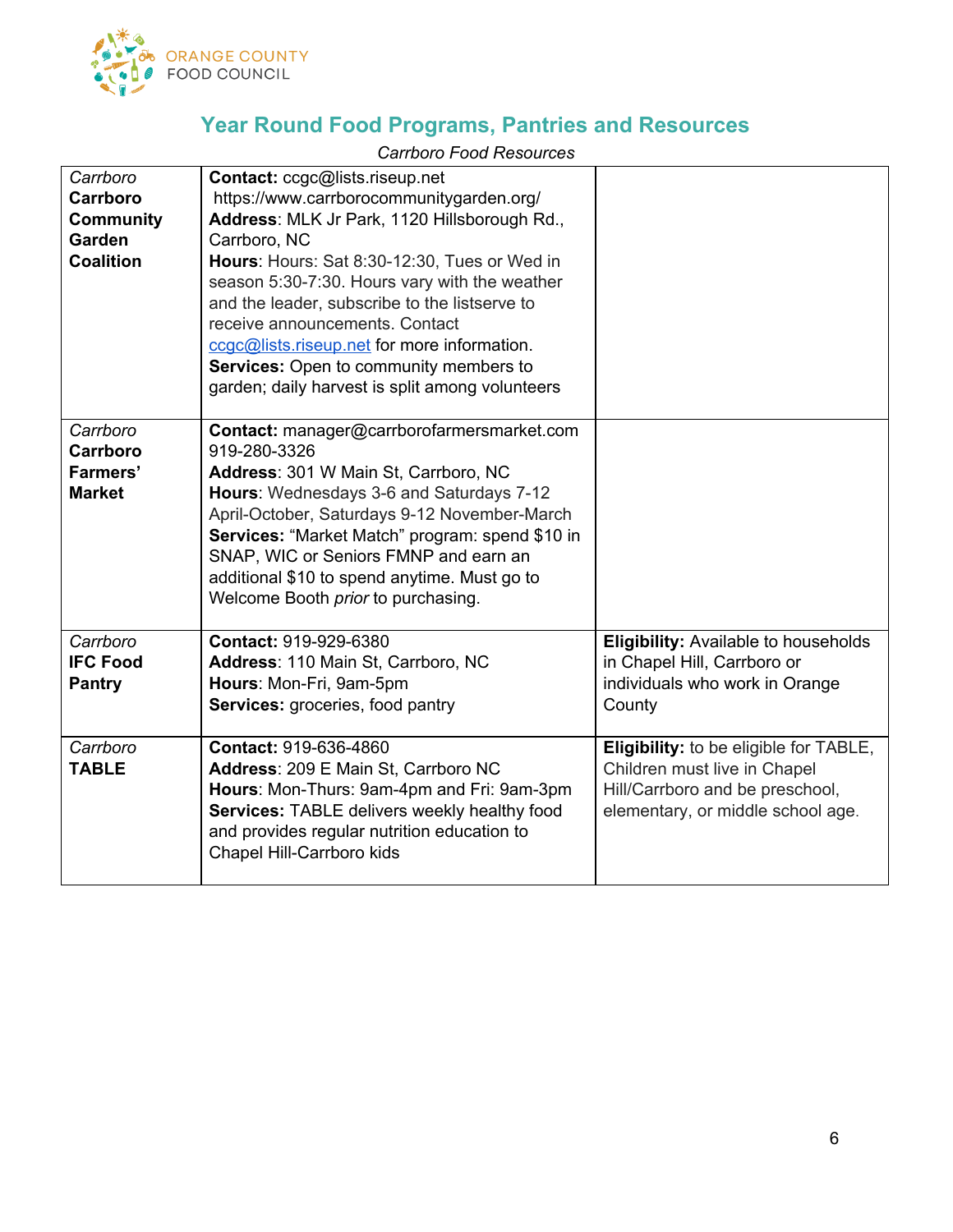ORANGE COUNTY FOOD COUNCIL

## Year Round Food Programs, Pantries and Resources

*Carrboro Food Resources*

| | | |
|---|---|---|
| *Carrboro* **Carrboro Community Garden Coalition** | **Contact:** ccgc@lists.riseup.net https://www.carrborocommunitygarden.org/ **Address**: MLK Jr Park, 1120 Hillsborough Rd., Carrboro, NC **Hours**: Hours: Sat 8:30-12:30, Tues or Wed in season 5:30-7:30. Hours vary with the weather and the leader, subscribe to the listserve to receive announcements. Contact ccgc@lists.riseup.net for more information. **Services:** Open to community members to garden; daily harvest is split among volunteers | |
| *Carrboro* **Carrboro Farmers' Market** | **Contact:** manager@carrborofarmersmarket.com 919-280-3326 **Address**: 301 W Main St, Carrboro, NC **Hours**: Wednesdays 3-6 and Saturdays 7-12 April-October, Saturdays 9-12 November-March **Services:** "Market Match" program: spend $10 in SNAP, WIC or Seniors FMNP and earn an additional $10 to spend anytime. Must go to Welcome Booth *prior* to purchasing. | |
| *Carrboro* **IFC Food Pantry** | **Contact:** 919-929-6380 **Address**: 110 Main St, Carrboro, NC **Hours**: Mon-Fri, 9am-5pm **Services:** groceries, food pantry | **Eligibility:** Available to households in Chapel Hill, Carrboro or individuals who work in Orange County |
| *Carrboro* **TABLE** | **Contact:** 919-636-4860 **Address**: 209 E Main St, Carrboro NC **Hours**: Mon-Thurs: 9am-4pm and Fri: 9am-3pm **Services:** TABLE delivers weekly healthy food and provides regular nutrition education to Chapel Hill-Carrboro kids | **Eligibility:** to be eligible for TABLE, Children must live in Chapel Hill/Carrboro and be preschool, elementary, or middle school age. |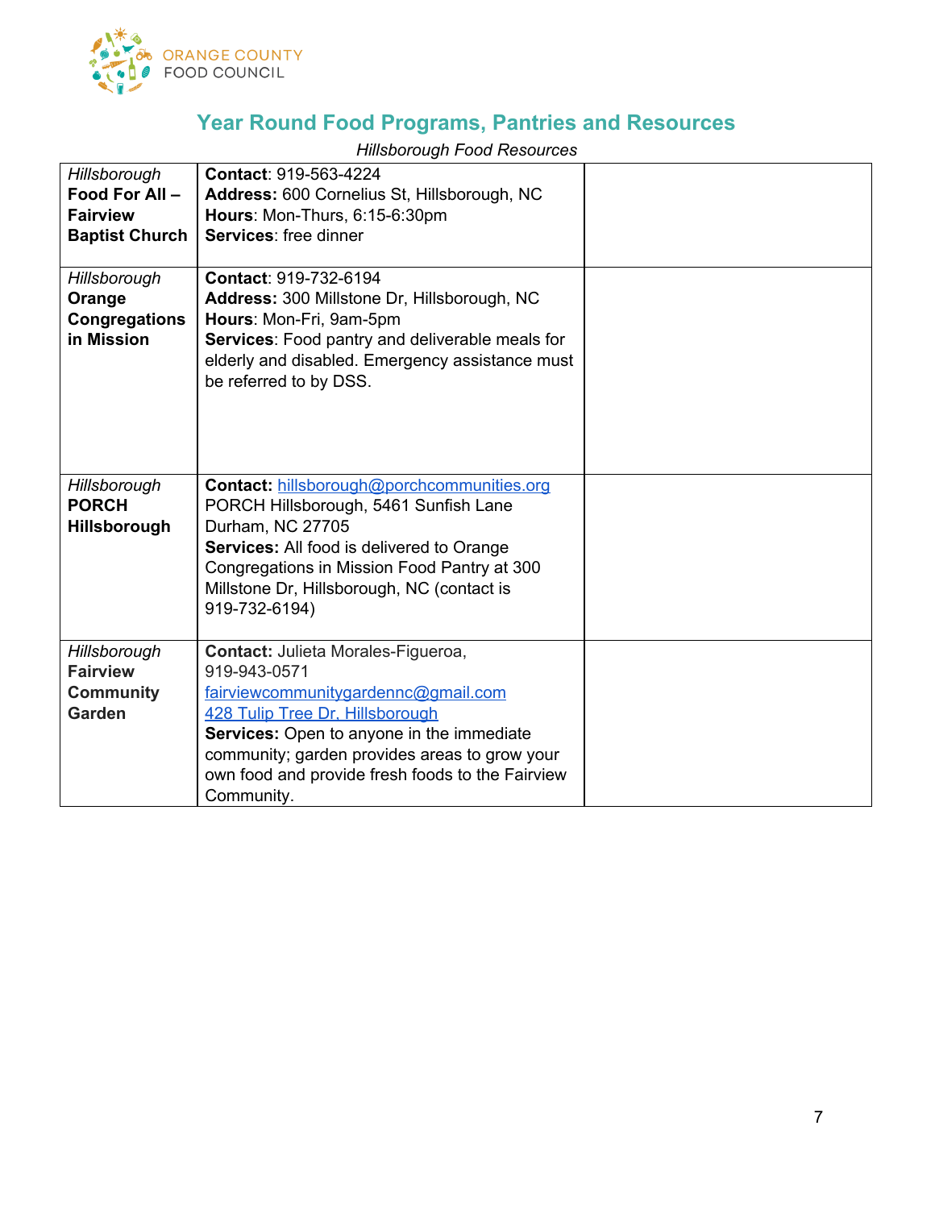ORANGE COUNTY FOOD COUNCIL

## Year Round Food Programs, Pantries and Resources

*Hillsborough Food Resources*

| | | |
|---|---|---|
| *Hillsborough* **Food For All – Fairview Baptist Church** | **Contact**: 919-563-4224<br>**Address:** 600 Cornelius St, Hillsborough, NC<br>**Hours**: Mon-Thurs, 6:15-6:30pm<br>**Services**: free dinner | |
| *Hillsborough* **Orange Congregations in Mission** | **Contact**: 919-732-6194<br>**Address:** 300 Millstone Dr, Hillsborough, NC<br>**Hours**: Mon-Fri, 9am-5pm<br>**Services**: Food pantry and deliverable meals for elderly and disabled. Emergency assistance must be referred to by DSS. | |
| *Hillsborough* **PORCH Hillsborough** | **Contact:** hillsborough@porchcommunities.org<br>PORCH Hillsborough, 5461 Sunfish Lane Durham, NC 27705<br>**Services:** All food is delivered to Orange Congregations in Mission Food Pantry at 300 Millstone Dr, Hillsborough, NC (contact is 919-732-6194) | |
| *Hillsborough* **Fairview Community Garden** | **Contact:** Julieta Morales-Figueroa, 919-943-0571<br>fairviewcommunitygardennc@gmail.com<br>428 Tulip Tree Dr, Hillsborough<br>**Services:** Open to anyone in the immediate community; garden provides areas to grow your own food and provide fresh foods to the Fairview Community. | |